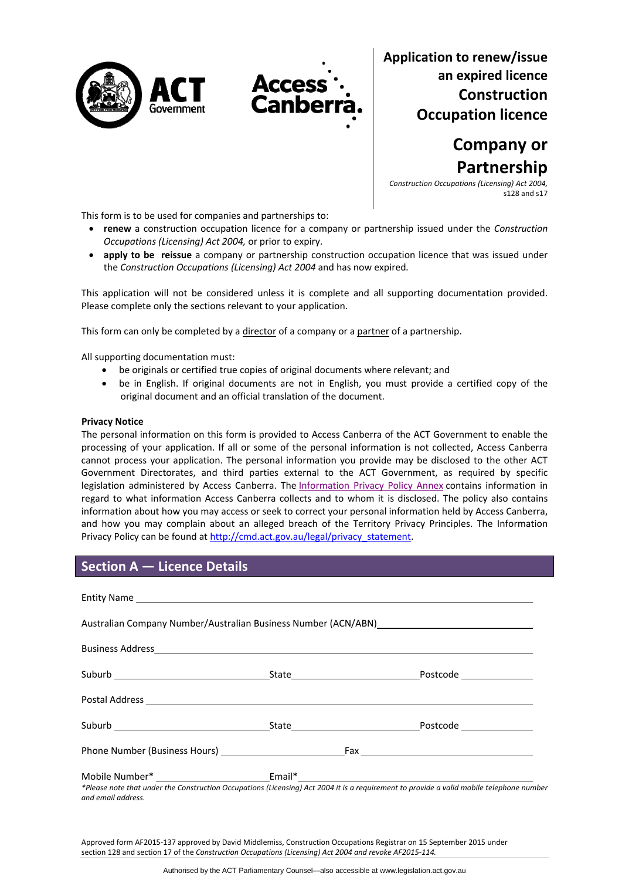# Application to renew/issue an expired licence Construction Occupation licence

## Company or Partnership

*Construction Occupations (Licensing) Act 2004,* s128 and s17

This form is to be used for companies and partnerships to:

- **renew** a construction occupation licence for a company or partnership issued under the *Construction Occupations (Licensing) Act 2004,* or prior to expiry.
- **apply to be reissue** a company or partnership construction occupation licence that was issued under the *Construction Occupations (Licensing) Act 2004* and has now expired.

This application will not be considered unless it is complete and all supporting documentation provided. Please complete only the sections relevant to your application.

This form can only be completed by a director of a company or a partner of a partnership.

All supporting documentation must:

- be originals or certified true copies of original documents where relevant; and
- be in English. If original documents are not in English, you must provide a certified copy of the original document and an official translation of the document.

**Privacy Notice**

The personal information on this form is provided to Access Canberra of the ACT Government to enable the processing of your application. If all or some of the personal information is not collected, Access Canberra cannot process your application. The personal information you provide may be disclosed to the other ACT Government Directorates, and third parties external to the ACT Government, as required by specific legislation administered by Access Canberra. The Information Privacy Policy Annex contains information in regard to what information Access Canberra collects and to whom it is disclosed. The policy also contains information about how you may access or seek to correct your personal information held by Access Canberra, and how you may complain about an alleged breach of the Territory Privacy Principles. The Information Privacy Policy can be found at http://cmd.act.gov.au/legal/privacy_statement.

## Section A — Licence Details

Entity Name ______________________________

Australian Company Number/Australian Business Number (ACN/ABN) ______________________________

Business Address ______________________________

Suburb ______________ State ______________ Postcode ______________

Postal Address ______________________________

Suburb ______________ State ______________ Postcode ______________

Phone Number (Business Hours) ______________ Fax ______________

Mobile Number* ______________ Email* ______________

*\*Please note that under the Construction Occupations (Licensing) Act 2004 it is a requirement to provide a valid mobile telephone number and email address.*

Approved form AF2015-137 approved by David Middlemiss, Construction Occupations Registrar on 15 September 2015 under section 128 and section 17 of the *Construction Occupations (Licensing) Act 2004 and revoke AF2015-114.*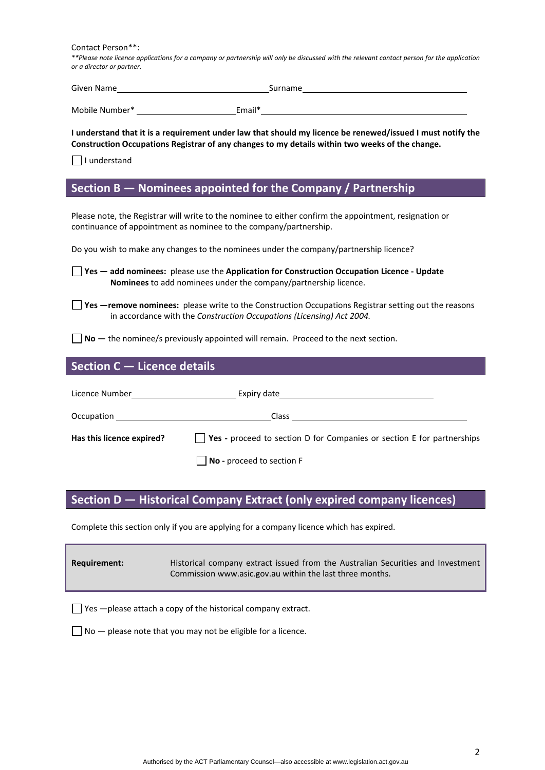Contact Person**:

*\*\*Please note licence applications for a company or partnership will only be discussed with the relevant contact person for the application or a director or partner.*

Given Name\_\_\_\_\_\_\_\_\_\_\_\_\_\_\_\_\_\_\_\_\_\_\_\_\_\_\_\_\_\_ Surname\_\_\_\_\_\_\_\_\_\_\_\_\_\_\_\_\_\_\_\_\_\_\_\_\_\_\_\_\_\_

Mobile Number* \_\_\_\_\_\_\_\_\_\_\_\_\_\_\_\_\_\_\_\_ Email*\_\_\_\_\_\_\_\_\_\_\_\_\_\_\_\_\_\_\_\_\_\_\_\_\_\_\_\_\_\_\_\_\_\_\_\_\_\_

**I understand that it is a requirement under law that should my licence be renewed/issued I must notify the Construction Occupations Registrar of any changes to my details within two weeks of the change.**

☐ I understand

## Section B — Nominees appointed for the Company / Partnership

Please note, the Registrar will write to the nominee to either confirm the appointment, resignation or continuance of appointment as nominee to the company/partnership.

Do you wish to make any changes to the nominees under the company/partnership licence?

☐ **Yes — add nominees:** please use the **Application for Construction Occupation Licence - Update Nominees** to add nominees under the company/partnership licence.

☐ **Yes —remove nominees:** please write to the Construction Occupations Registrar setting out the reasons in accordance with the *Construction Occupations (Licensing) Act 2004.*

☐ **No —** the nominee/s previously appointed will remain. Proceed to the next section.

## Section C — Licence details

Licence Number\_\_\_\_\_\_\_\_\_\_\_\_\_\_\_\_\_\_\_\_ Expiry date\_\_\_\_\_\_\_\_\_\_\_\_\_\_\_\_\_\_\_\_\_\_\_\_\_\_\_\_\_\_

Occupation \_\_\_\_\_\_\_\_\_\_\_\_\_\_\_\_\_\_\_\_\_\_\_\_\_\_\_\_\_\_ Class \_\_\_\_\_\_\_\_\_\_\_\_\_\_\_\_\_\_\_\_\_\_\_\_\_\_\_\_\_\_

**Has this licence expired?**

☐ **Yes -** proceed to section D for Companies or section E for partnerships

☐ **No -** proceed to section F

## Section D — Historical Company Extract (only expired company licences)

Complete this section only if you are applying for a company licence which has expired.

| **Requirement:** | Historical company extract issued from the Australian Securities and Investment Commission www.asic.gov.au within the last three months. |
|---|---|

☐ Yes —please attach a copy of the historical company extract.

☐ No — please note that you may not be eligible for a licence.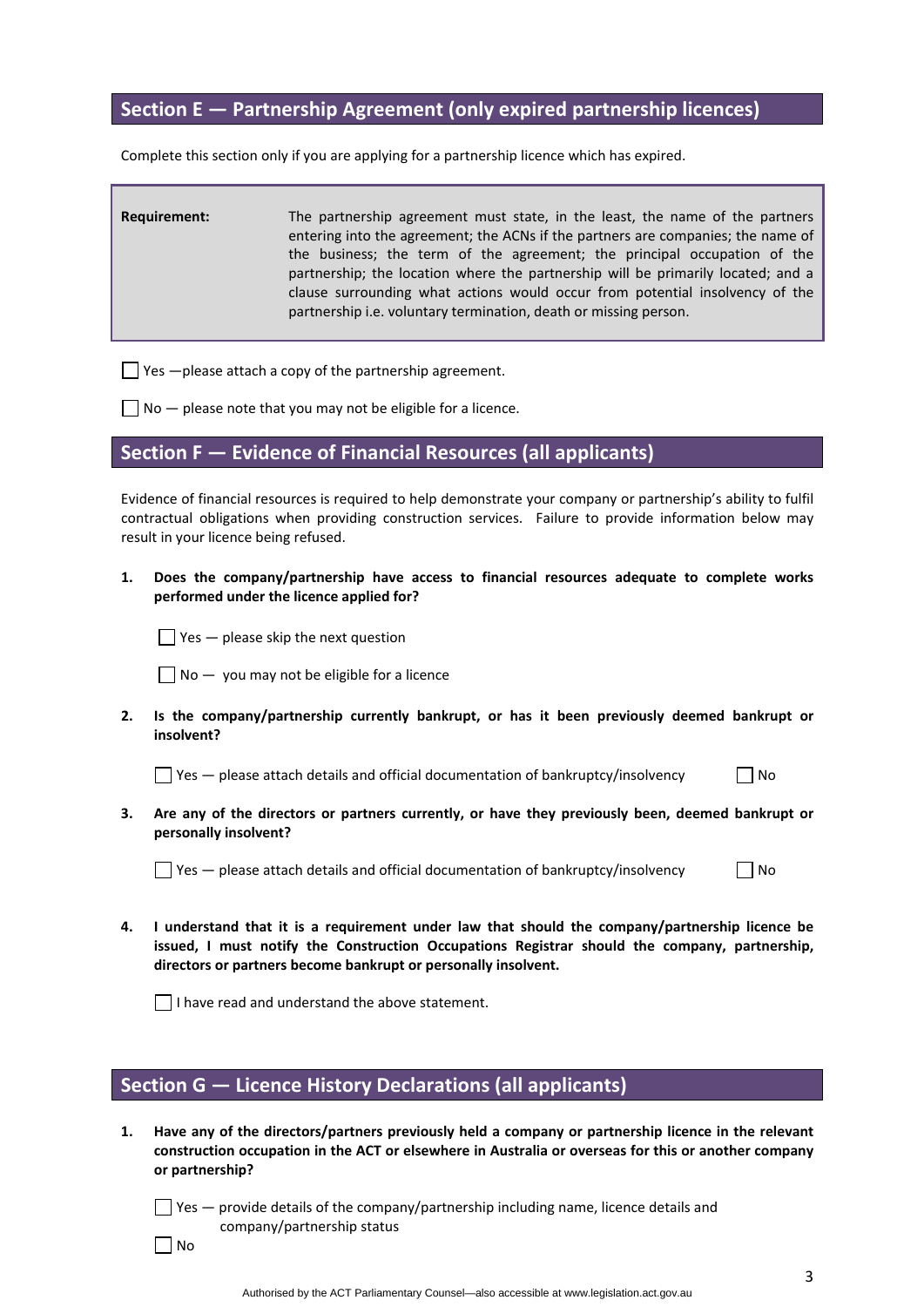## Section E — Partnership Agreement (only expired partnership licences)

Complete this section only if you are applying for a partnership licence which has expired.

| | |
|---|---|
| **Requirement:** | The partnership agreement must state, in the least, the name of the partners entering into the agreement; the ACNs if the partners are companies; the name of the business; the term of the agreement; the principal occupation of the partnership; the location where the partnership will be primarily located; and a clause surrounding what actions would occur from potential insolvency of the partnership i.e. voluntary termination, death or missing person. |

☐ Yes —please attach a copy of the partnership agreement.

☐ No — please note that you may not be eligible for a licence.

## Section F — Evidence of Financial Resources (all applicants)

Evidence of financial resources is required to help demonstrate your company or partnership's ability to fulfil contractual obligations when providing construction services. Failure to provide information below may result in your licence being refused.

1. **Does the company/partnership have access to financial resources adequate to complete works performed under the licence applied for?**

   ☐ Yes — please skip the next question

   ☐ No — you may not be eligible for a licence

2. **Is the company/partnership currently bankrupt, or has it been previously deemed bankrupt or insolvent?**

   ☐ Yes — please attach details and official documentation of bankruptcy/insolvency ☐ No

3. **Are any of the directors or partners currently, or have they previously been, deemed bankrupt or personally insolvent?**

   ☐ Yes — please attach details and official documentation of bankruptcy/insolvency ☐ No

4. **I understand that it is a requirement under law that should the company/partnership licence be issued, I must notify the Construction Occupations Registrar should the company, partnership, directors or partners become bankrupt or personally insolvent.**

   ☐ I have read and understand the above statement.

## Section G — Licence History Declarations (all applicants)

1. **Have any of the directors/partners previously held a company or partnership licence in the relevant construction occupation in the ACT or elsewhere in Australia or overseas for this or another company or partnership?**

   ☐ Yes — provide details of the company/partnership including name, licence details and company/partnership status

   ☐ No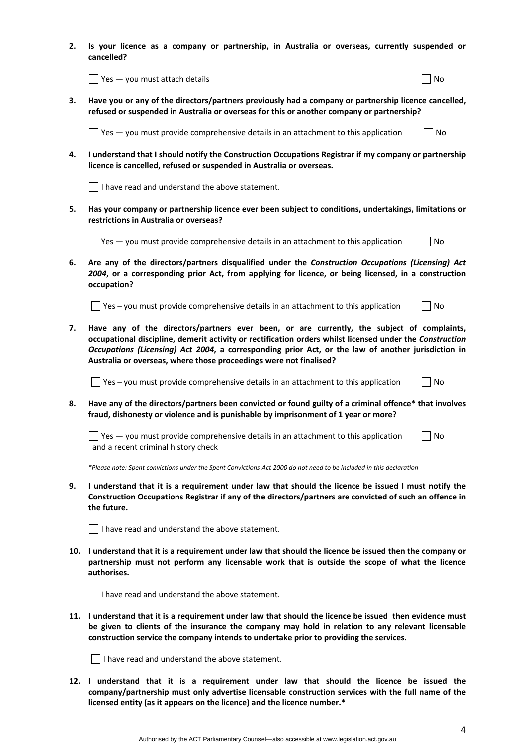2. **Is your licence as a company or partnership, in Australia or overseas, currently suspended or cancelled?**

   ☐ Yes — you must attach details ☐ No

3. **Have you or any of the directors/partners previously had a company or partnership licence cancelled, refused or suspended in Australia or overseas for this or another company or partnership?**

   ☐ Yes — you must provide comprehensive details in an attachment to this application ☐ No

4. **I understand that I should notify the Construction Occupations Registrar if my company or partnership licence is cancelled, refused or suspended in Australia or overseas.**

   ☐ I have read and understand the above statement.

5. **Has your company or partnership licence ever been subject to conditions, undertakings, limitations or restrictions in Australia or overseas?**

   ☐ Yes — you must provide comprehensive details in an attachment to this application ☐ No

6. **Are any of the directors/partners disqualified under the *Construction Occupations (Licensing) Act 2004*, or a corresponding prior Act, from applying for licence, or being licensed, in a construction occupation?**

   ☐ Yes – you must provide comprehensive details in an attachment to this application ☐ No

7. **Have any of the directors/partners ever been, or are currently, the subject of complaints, occupational discipline, demerit activity or rectification orders whilst licensed under the *Construction Occupations (Licensing) Act 2004*, a corresponding prior Act, or the law of another jurisdiction in Australia or overseas, where those proceedings were not finalised?**

   ☐ Yes – you must provide comprehensive details in an attachment to this application ☐ No

8. **Have any of the directors/partners been convicted or found guilty of a criminal offence\* that involves fraud, dishonesty or violence and is punishable by imprisonment of 1 year or more?**

   ☐ Yes — you must provide comprehensive details in an attachment to this application and a recent criminal history check ☐ No

   *\*Please note: Spent convictions under the Spent Convictions Act 2000 do not need to be included in this declaration*

9. **I understand that it is a requirement under law that should the licence be issued I must notify the Construction Occupations Registrar if any of the directors/partners are convicted of such an offence in the future.**

   ☐ I have read and understand the above statement.

10. **I understand that it is a requirement under law that should the licence be issued then the company or partnership must not perform any licensable work that is outside the scope of what the licence authorises.**

    ☐ I have read and understand the above statement.

11. **I understand that it is a requirement under law that should the licence be issued then evidence must be given to clients of the insurance the company may hold in relation to any relevant licensable construction service the company intends to undertake prior to providing the services.**

    ☐ I have read and understand the above statement.

12. **I understand that it is a requirement under law that should the licence be issued the company/partnership must only advertise licensable construction services with the full name of the licensed entity (as it appears on the licence) and the licence number.\***

Authorised by the ACT Parliamentary Counsel—also accessible at www.legislation.act.gov.au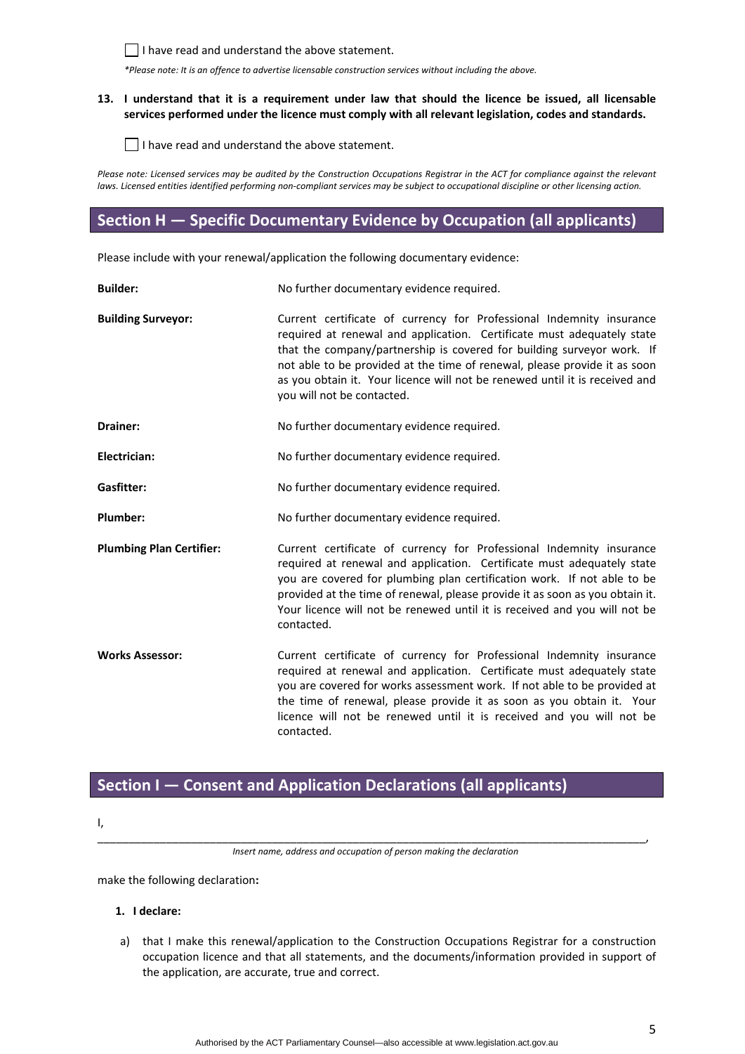☐ I have read and understand the above statement.

*\*Please note: It is an offence to advertise licensable construction services without including the above.*

**13. I understand that it is a requirement under law that should the licence be issued, all licensable services performed under the licence must comply with all relevant legislation, codes and standards.**

☐ I have read and understand the above statement.

*Please note: Licensed services may be audited by the Construction Occupations Registrar in the ACT for compliance against the relevant laws. Licensed entities identified performing non-compliant services may be subject to occupational discipline or other licensing action.*

## Section H — Specific Documentary Evidence by Occupation (all applicants)

Please include with your renewal/application the following documentary evidence:

**Builder:** No further documentary evidence required.

**Building Surveyor:** Current certificate of currency for Professional Indemnity insurance required at renewal and application. Certificate must adequately state that the company/partnership is covered for building surveyor work. If not able to be provided at the time of renewal, please provide it as soon as you obtain it. Your licence will not be renewed until it is received and you will not be contacted.

**Drainer:** No further documentary evidence required.

**Electrician:** No further documentary evidence required.

**Gasfitter:** No further documentary evidence required.

**Plumber:** No further documentary evidence required.

**Plumbing Plan Certifier:** Current certificate of currency for Professional Indemnity insurance required at renewal and application. Certificate must adequately state you are covered for plumbing plan certification work. If not able to be provided at the time of renewal, please provide it as soon as you obtain it. Your licence will not be renewed until it is received and you will not be contacted.

**Works Assessor:** Current certificate of currency for Professional Indemnity insurance required at renewal and application. Certificate must adequately state you are covered for works assessment work. If not able to be provided at the time of renewal, please provide it as soon as you obtain it. Your licence will not be renewed until it is received and you will not be contacted.

## Section I — Consent and Application Declarations (all applicants)

I,

_____________________________________________________________________________________________,

*Insert name, address and occupation of person making the declaration*

make the following declaration**:**

**1. I declare:**

a) that I make this renewal/application to the Construction Occupations Registrar for a construction occupation licence and that all statements, and the documents/information provided in support of the application, are accurate, true and correct.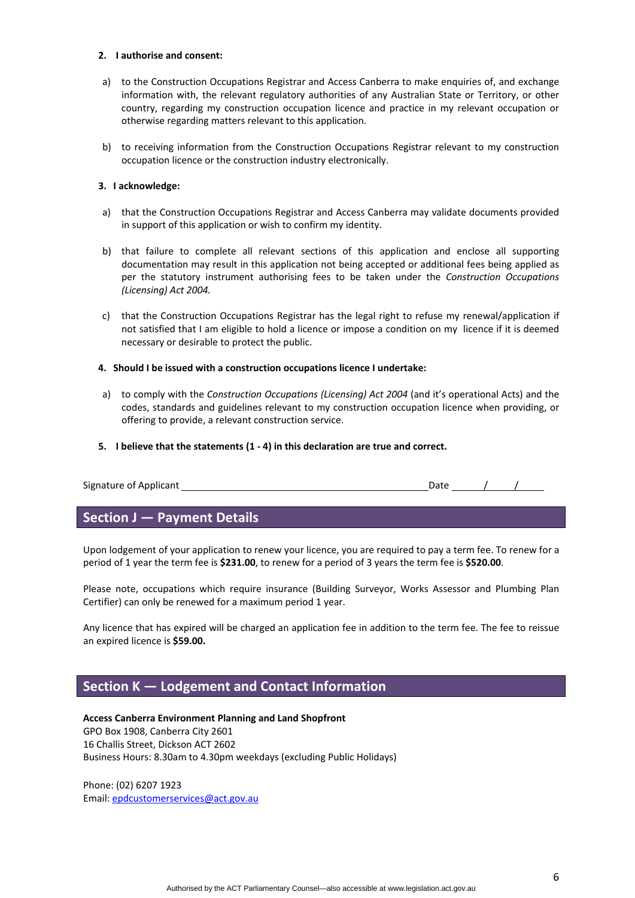**2. I authorise and consent:**

a) to the Construction Occupations Registrar and Access Canberra to make enquiries of, and exchange information with, the relevant regulatory authorities of any Australian State or Territory, or other country, regarding my construction occupation licence and practice in my relevant occupation or otherwise regarding matters relevant to this application.

b) to receiving information from the Construction Occupations Registrar relevant to my construction occupation licence or the construction industry electronically.

**3. I acknowledge:**

a) that the Construction Occupations Registrar and Access Canberra may validate documents provided in support of this application or wish to confirm my identity.

b) that failure to complete all relevant sections of this application and enclose all supporting documentation may result in this application not being accepted or additional fees being applied as per the statutory instrument authorising fees to be taken under the *Construction Occupations (Licensing) Act 2004.*

c) that the Construction Occupations Registrar has the legal right to refuse my renewal/application if not satisfied that I am eligible to hold a licence or impose a condition on my licence if it is deemed necessary or desirable to protect the public.

**4. Should I be issued with a construction occupations licence I undertake:**

a) to comply with the *Construction Occupations (Licensing) Act 2004* (and it's operational Acts) and the codes, standards and guidelines relevant to my construction occupation licence when providing, or offering to provide, a relevant construction service.

**5. I believe that the statements (1 - 4) in this declaration are true and correct.**

Signature of Applicant ______________________________ Date ____/____/____

## Section J — Payment Details

Upon lodgement of your application to renew your licence, you are required to pay a term fee. To renew for a period of 1 year the term fee is **$231.00**, to renew for a period of 3 years the term fee is **$520.00**.

Please note, occupations which require insurance (Building Surveyor, Works Assessor and Plumbing Plan Certifier) can only be renewed for a maximum period 1 year.

Any licence that has expired will be charged an application fee in addition to the term fee. The fee to reissue an expired licence is **$59.00.**

## Section K — Lodgement and Contact Information

**Access Canberra Environment Planning and Land Shopfront**
GPO Box 1908, Canberra City 2601
16 Challis Street, Dickson ACT 2602
Business Hours: 8.30am to 4.30pm weekdays (excluding Public Holidays)

Phone: (02) 6207 1923
Email: epdcustomerservices@act.gov.au

Authorised by the ACT Parliamentary Counsel—also accessible at www.legislation.act.gov.au